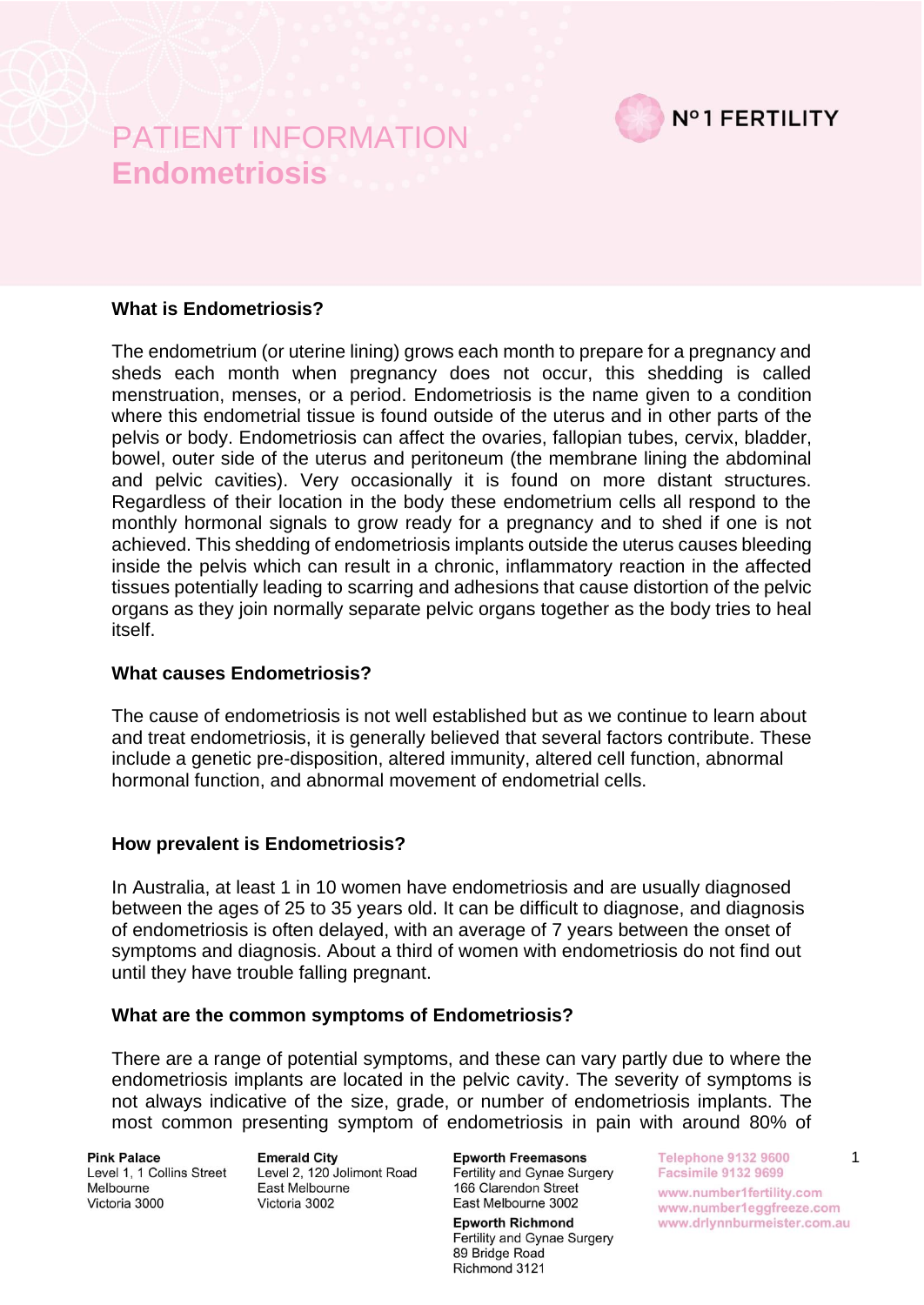# PATIENT INFORMATION
# Endometriosis

## What is Endometriosis?

The endometrium (or uterine lining) grows each month to prepare for a pregnancy and sheds each month when pregnancy does not occur, this shedding is called menstruation, menses, or a period. Endometriosis is the name given to a condition where this endometrial tissue is found outside of the uterus and in other parts of the pelvis or body. Endometriosis can affect the ovaries, fallopian tubes, cervix, bladder, bowel, outer side of the uterus and peritoneum (the membrane lining the abdominal and pelvic cavities). Very occasionally it is found on more distant structures. Regardless of their location in the body these endometrium cells all respond to the monthly hormonal signals to grow ready for a pregnancy and to shed if one is not achieved. This shedding of endometriosis implants outside the uterus causes bleeding inside the pelvis which can result in a chronic, inflammatory reaction in the affected tissues potentially leading to scarring and adhesions that cause distortion of the pelvic organs as they join normally separate pelvic organs together as the body tries to heal itself.

## What causes Endometriosis?

The cause of endometriosis is not well established but as we continue to learn about and treat endometriosis, it is generally believed that several factors contribute. These include a genetic pre-disposition, altered immunity, altered cell function, abnormal hormonal function, and abnormal movement of endometrial cells.

## How prevalent is Endometriosis?

In Australia, at least 1 in 10 women have endometriosis and are usually diagnosed between the ages of 25 to 35 years old. It can be difficult to diagnose, and diagnosis of endometriosis is often delayed, with an average of 7 years between the onset of symptoms and diagnosis. About a third of women with endometriosis do not find out until they have trouble falling pregnant.

## What are the common symptoms of Endometriosis?

There are a range of potential symptoms, and these can vary partly due to where the endometriosis implants are located in the pelvic cavity. The severity of symptoms is not always indicative of the size, grade, or number of endometriosis implants. The most common presenting symptom of endometriosis in pain with around 80% of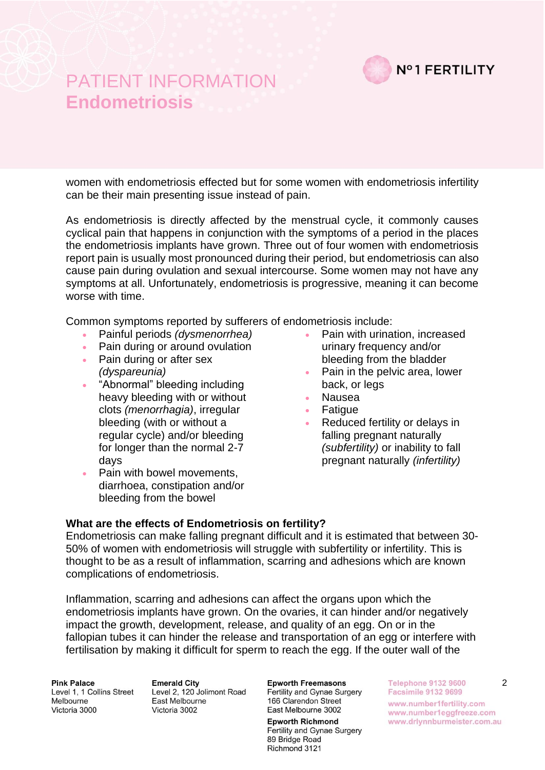women with endometriosis effected but for some women with endometriosis infertility can be their main presenting issue instead of pain.

As endometriosis is directly affected by the menstrual cycle, it commonly causes cyclical pain that happens in conjunction with the symptoms of a period in the places the endometriosis implants have grown. Three out of four women with endometriosis report pain is usually most pronounced during their period, but endometriosis can also cause pain during ovulation and sexual intercourse. Some women may not have any symptoms at all. Unfortunately, endometriosis is progressive, meaning it can become worse with time.

Common symptoms reported by sufferers of endometriosis include:

- Painful periods *(dysmenorrhea)*
- Pain during or around ovulation
- Pain during or after sex *(dyspareunia)*
- “Abnormal” bleeding including heavy bleeding with or without clots *(menorrhagia)*, irregular bleeding (with or without a regular cycle) and/or bleeding for longer than the normal 2-7 days
- Pain with bowel movements, diarrhoea, constipation and/or bleeding from the bowel
- Pain with urination, increased urinary frequency and/or bleeding from the bladder
- Pain in the pelvic area, lower back, or legs
- Nausea
- Fatigue
- Reduced fertility or delays in falling pregnant naturally *(subfertility)* or inability to fall pregnant naturally *(infertility)*

**What are the effects of Endometriosis on fertility?**

Endometriosis can make falling pregnant difficult and it is estimated that between 30-50% of women with endometriosis will struggle with subfertility or infertility. This is thought to be as a result of inflammation, scarring and adhesions which are known complications of endometriosis.

Inflammation, scarring and adhesions can affect the organs upon which the endometriosis implants have grown. On the ovaries, it can hinder and/or negatively impact the growth, development, release, and quality of an egg. On or in the fallopian tubes it can hinder the release and transportation of an egg or interfere with fertilisation by making it difficult for sperm to reach the egg. If the outer wall of the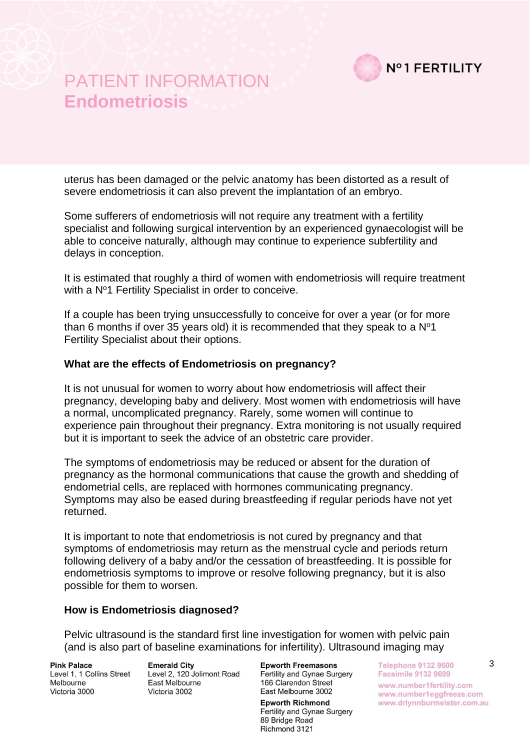uterus has been damaged or the pelvic anatomy has been distorted as a result of severe endometriosis it can also prevent the implantation of an embryo.

Some sufferers of endometriosis will not require any treatment with a fertility specialist and following surgical intervention by an experienced gynaecologist will be able to conceive naturally, although may continue to experience subfertility and delays in conception.

It is estimated that roughly a third of women with endometriosis will require treatment with a Nº1 Fertility Specialist in order to conceive.

If a couple has been trying unsuccessfully to conceive for over a year (or for more than 6 months if over 35 years old) it is recommended that they speak to a Nº1 Fertility Specialist about their options.

**What are the effects of Endometriosis on pregnancy?**

It is not unusual for women to worry about how endometriosis will affect their pregnancy, developing baby and delivery. Most women with endometriosis will have a normal, uncomplicated pregnancy. Rarely, some women will continue to experience pain throughout their pregnancy. Extra monitoring is not usually required but it is important to seek the advice of an obstetric care provider.

The symptoms of endometriosis may be reduced or absent for the duration of pregnancy as the hormonal communications that cause the growth and shedding of endometrial cells, are replaced with hormones communicating pregnancy. Symptoms may also be eased during breastfeeding if regular periods have not yet returned.

It is important to note that endometriosis is not cured by pregnancy and that symptoms of endometriosis may return as the menstrual cycle and periods return following delivery of a baby and/or the cessation of breastfeeding. It is possible for endometriosis symptoms to improve or resolve following pregnancy, but it is also possible for them to worsen.

**How is Endometriosis diagnosed?**

Pelvic ultrasound is the standard first line investigation for women with pelvic pain (and is also part of baseline examinations for infertility). Ultrasound imaging may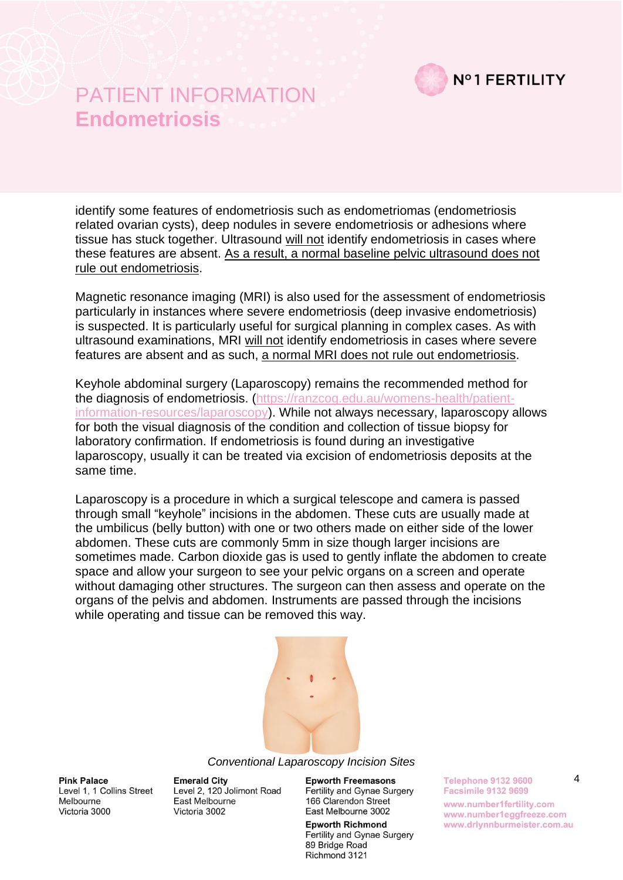identify some features of endometriosis such as endometriomas (endometriosis related ovarian cysts), deep nodules in severe endometriosis or adhesions where tissue has stuck together. Ultrasound will not identify endometriosis in cases where these features are absent. As a result, a normal baseline pelvic ultrasound does not rule out endometriosis.

Magnetic resonance imaging (MRI) is also used for the assessment of endometriosis particularly in instances where severe endometriosis (deep invasive endometriosis) is suspected. It is particularly useful for surgical planning in complex cases. As with ultrasound examinations, MRI will not identify endometriosis in cases where severe features are absent and as such, a normal MRI does not rule out endometriosis.

Keyhole abdominal surgery (Laparoscopy) remains the recommended method for the diagnosis of endometriosis. (https://ranzcog.edu.au/womens-health/patient-information-resources/laparoscopy). While not always necessary, laparoscopy allows for both the visual diagnosis of the condition and collection of tissue biopsy for laboratory confirmation. If endometriosis is found during an investigative laparoscopy, usually it can be treated via excision of endometriosis deposits at the same time.

Laparoscopy is a procedure in which a surgical telescope and camera is passed through small "keyhole" incisions in the abdomen. These cuts are usually made at the umbilicus (belly button) with one or two others made on either side of the lower abdomen. These cuts are commonly 5mm in size though larger incisions are sometimes made. Carbon dioxide gas is used to gently inflate the abdomen to create space and allow your surgeon to see your pelvic organs on a screen and operate without damaging other structures. The surgeon can then assess and operate on the organs of the pelvis and abdomen. Instruments are passed through the incisions while operating and tissue can be removed this way.

*Conventional Laparoscopy Incision Sites*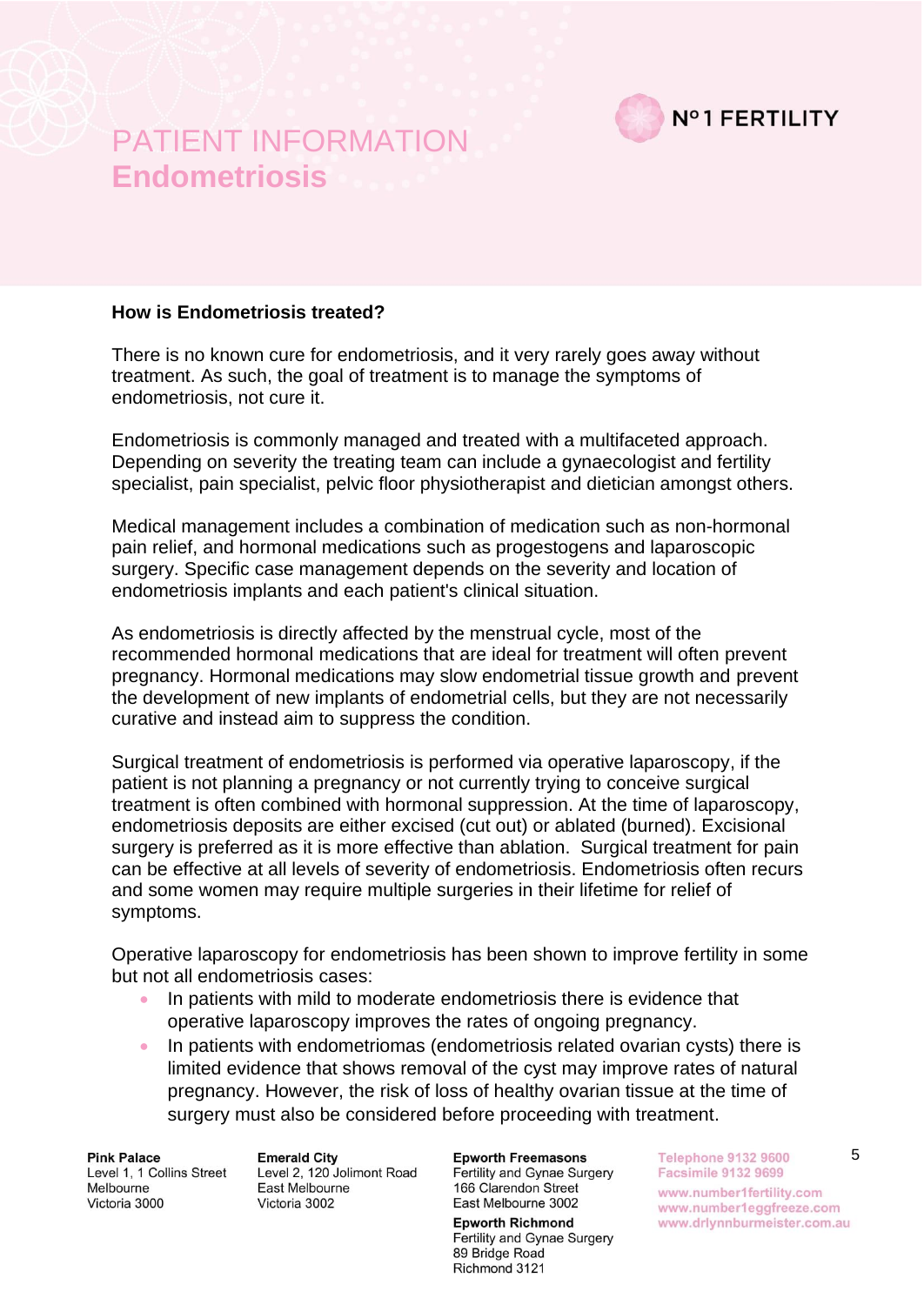# PATIENT INFORMATION
# Endometriosis

### How is Endometriosis treated?

There is no known cure for endometriosis, and it very rarely goes away without treatment. As such, the goal of treatment is to manage the symptoms of endometriosis, not cure it.

Endometriosis is commonly managed and treated with a multifaceted approach. Depending on severity the treating team can include a gynaecologist and fertility specialist, pain specialist, pelvic floor physiotherapist and dietician amongst others.

Medical management includes a combination of medication such as non-hormonal pain relief, and hormonal medications such as progestogens and laparoscopic surgery. Specific case management depends on the severity and location of endometriosis implants and each patient's clinical situation.

As endometriosis is directly affected by the menstrual cycle, most of the recommended hormonal medications that are ideal for treatment will often prevent pregnancy. Hormonal medications may slow endometrial tissue growth and prevent the development of new implants of endometrial cells, but they are not necessarily curative and instead aim to suppress the condition.

Surgical treatment of endometriosis is performed via operative laparoscopy, if the patient is not planning a pregnancy or not currently trying to conceive surgical treatment is often combined with hormonal suppression. At the time of laparoscopy, endometriosis deposits are either excised (cut out) or ablated (burned). Excisional surgery is preferred as it is more effective than ablation. Surgical treatment for pain can be effective at all levels of severity of endometriosis. Endometriosis often recurs and some women may require multiple surgeries in their lifetime for relief of symptoms.

Operative laparoscopy for endometriosis has been shown to improve fertility in some but not all endometriosis cases:

- In patients with mild to moderate endometriosis there is evidence that operative laparoscopy improves the rates of ongoing pregnancy.
- In patients with endometriomas (endometriosis related ovarian cysts) there is limited evidence that shows removal of the cyst may improve rates of natural pregnancy. However, the risk of loss of healthy ovarian tissue at the time of surgery must also be considered before proceeding with treatment.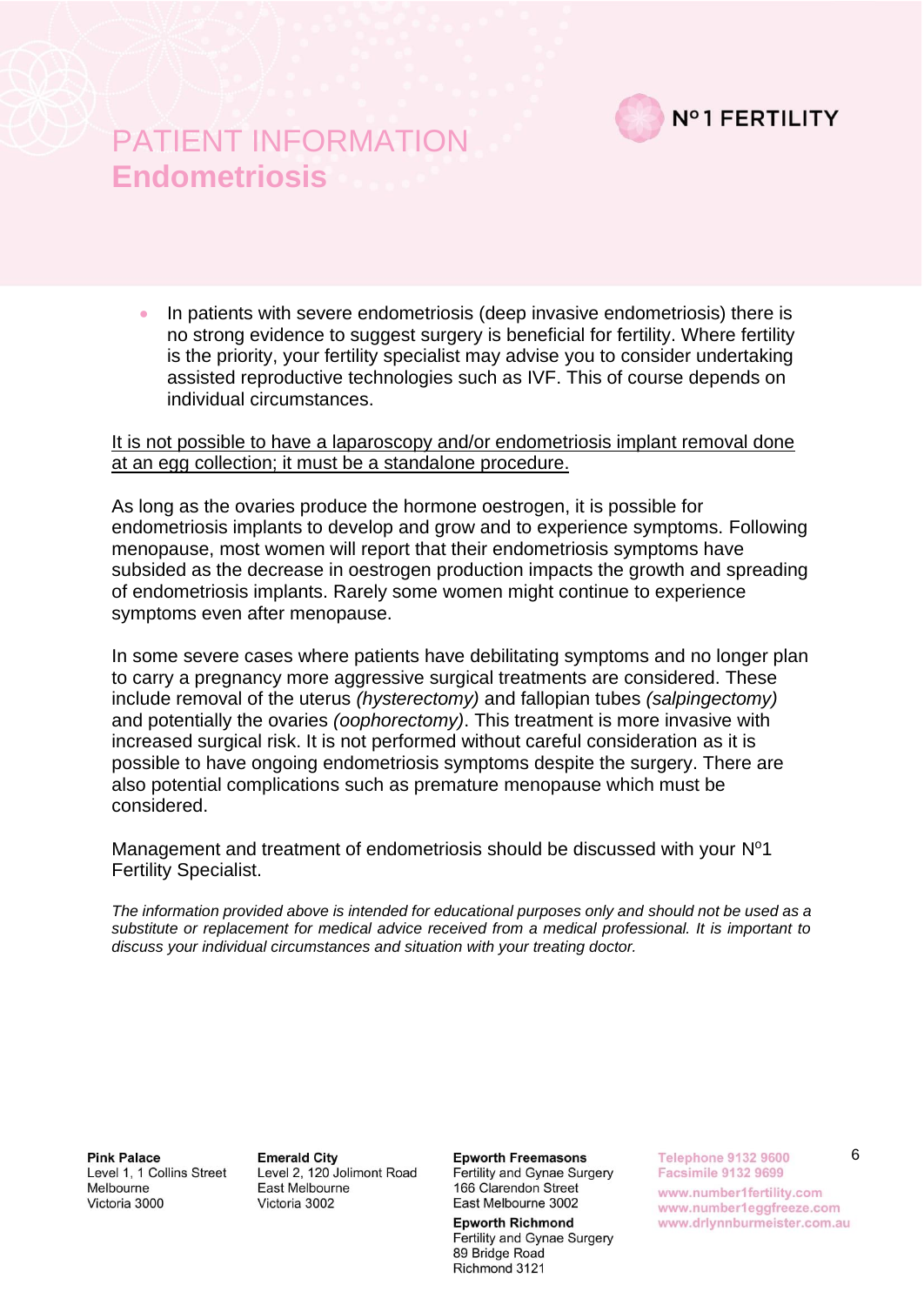- In patients with severe endometriosis (deep invasive endometriosis) there is no strong evidence to suggest surgery is beneficial for fertility. Where fertility is the priority, your fertility specialist may advise you to consider undertaking assisted reproductive technologies such as IVF. This of course depends on individual circumstances.

<u>It is not possible to have a laparoscopy and/or endometriosis implant removal done at an egg collection; it must be a standalone procedure.</u>

As long as the ovaries produce the hormone oestrogen, it is possible for endometriosis implants to develop and grow and to experience symptoms. Following menopause, most women will report that their endometriosis symptoms have subsided as the decrease in oestrogen production impacts the growth and spreading of endometriosis implants. Rarely some women might continue to experience symptoms even after menopause.

In some severe cases where patients have debilitating symptoms and no longer plan to carry a pregnancy more aggressive surgical treatments are considered. These include removal of the uterus *(hysterectomy)* and fallopian tubes *(salpingectomy)* and potentially the ovaries *(oophorectomy)*. This treatment is more invasive with increased surgical risk. It is not performed without careful consideration as it is possible to have ongoing endometriosis symptoms despite the surgery. There are also potential complications such as premature menopause which must be considered.

Management and treatment of endometriosis should be discussed with your Nº1 Fertility Specialist.

*The information provided above is intended for educational purposes only and should not be used as a substitute or replacement for medical advice received from a medical professional. It is important to discuss your individual circumstances and situation with your treating doctor.*

**Pink Palace**
Level 1, 1 Collins Street
Melbourne
Victoria 3000

**Emerald City**
Level 2, 120 Jolimont Road
East Melbourne
Victoria 3002

**Epworth Freemasons**
Fertility and Gynae Surgery
166 Clarendon Street
East Melbourne 3002

**Epworth Richmond**
Fertility and Gynae Surgery
89 Bridge Road
Richmond 3121

Telephone 9132 9600
Facsimile 9132 9699

www.number1fertility.com
www.number1eggfreeze.com
www.drlynnburmeister.com.au